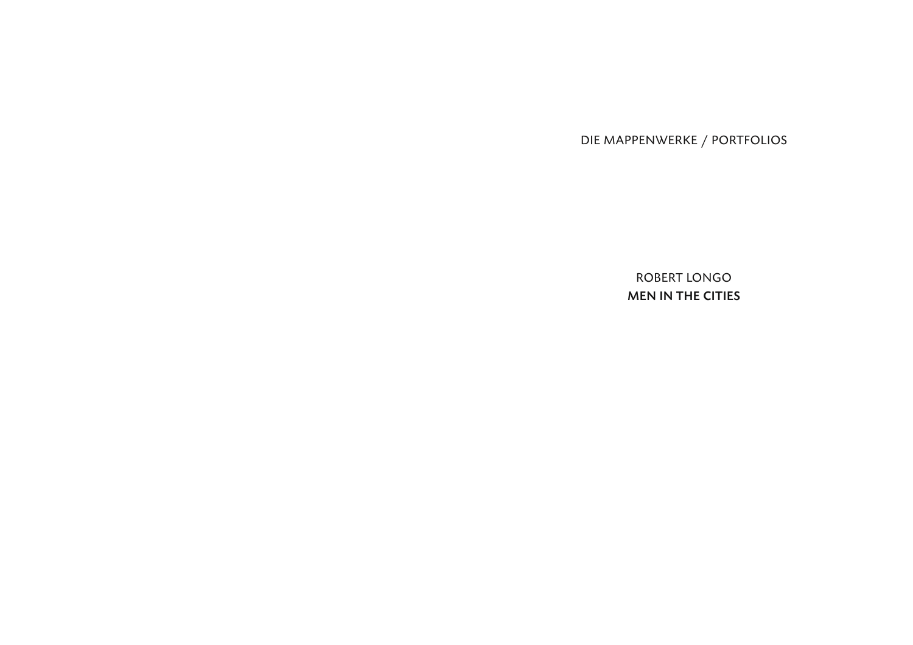DIE MAPPENWERKE / PORTFOLIOS

ROBERT LONGO

**MEN IN THE CITIES**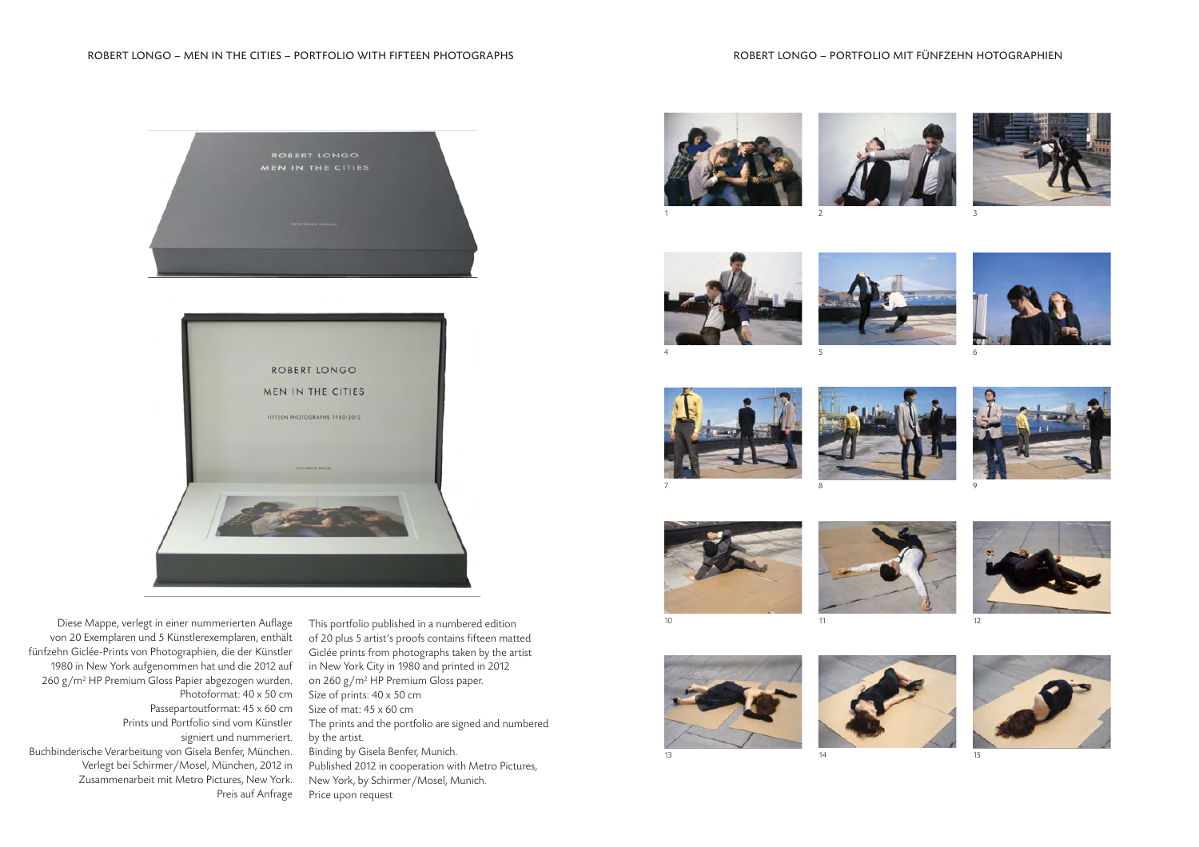ROBERT LONGO – MEN IN THE CITIES – PORTFOLIO WITH FIFTEEN PHOTOGRAPHS

ROBERT LONGO – PORTFOLIO MIT FÜNFZEHN HOTOGRAPHIEN

Diese Mappe, verlegt in einer nummerierten Auflage von 20 Exemplaren und 5 Künstlerexemplaren, enthält fünfzehn Giclée-Prints von Photographien, die der Künstler 1980 in New York aufgenommen hat und die 2012 auf 260 g/m² HP Premium Gloss Papier abgezogen wurden.
Photoformat: 40 x 50 cm
Passepartoutformat: 45 x 60 cm
Prints und Portfolio sind vom Künstler signiert und nummeriert.
Buchbinderische Verarbeitung von Gisela Benfer, München.
Verlegt bei Schirmer/Mosel, München, 2012 in Zusammenarbeit mit Metro Pictures, New York.
Preis auf Anfrage

This portfolio published in a numbered edition of 20 plus 5 artist's proofs contains fifteen matted Giclée prints from photographs taken by the artist in New York City in 1980 and printed in 2012 on 260 g/m² HP Premium Gloss paper.
Size of prints: 40 x 50 cm
Size of mat: 45 x 60 cm
The prints and the portfolio are signed and numbered by the artist.
Binding by Gisela Benfer, Munich.
Published 2012 in cooperation with Metro Pictures, New York, by Schirmer/Mosel, Munich.
Price upon request

1 2 3 4 5 6 7 8 9 10 11 12 13 14 15